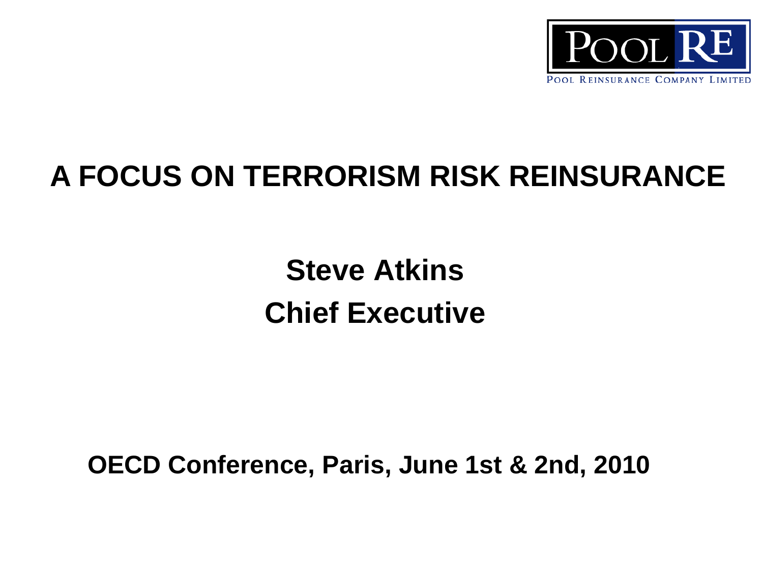POOL RE

POOL REINSURANCE COMPANY LIMITED

# A FOCUS ON TERRORISM RISK REINSURANCE

## Steve Atkins
## Chief Executive

**OECD Conference, Paris, June 1st & 2nd, 2010**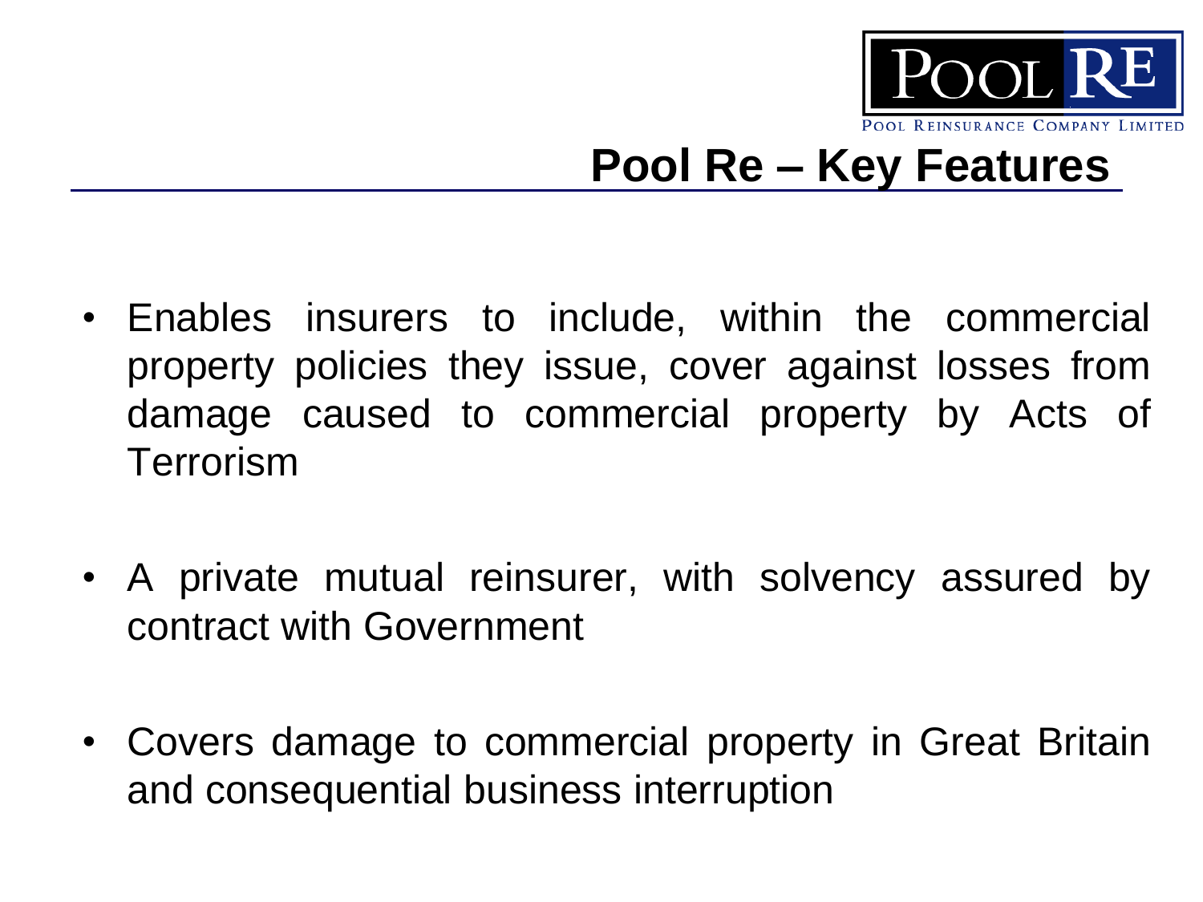# Pool Re – Key Features

- Enables insurers to include, within the commercial property policies they issue, cover against losses from damage caused to commercial property by Acts of Terrorism

- A private mutual reinsurer, with solvency assured by contract with Government

- Covers damage to commercial property in Great Britain and consequential business interruption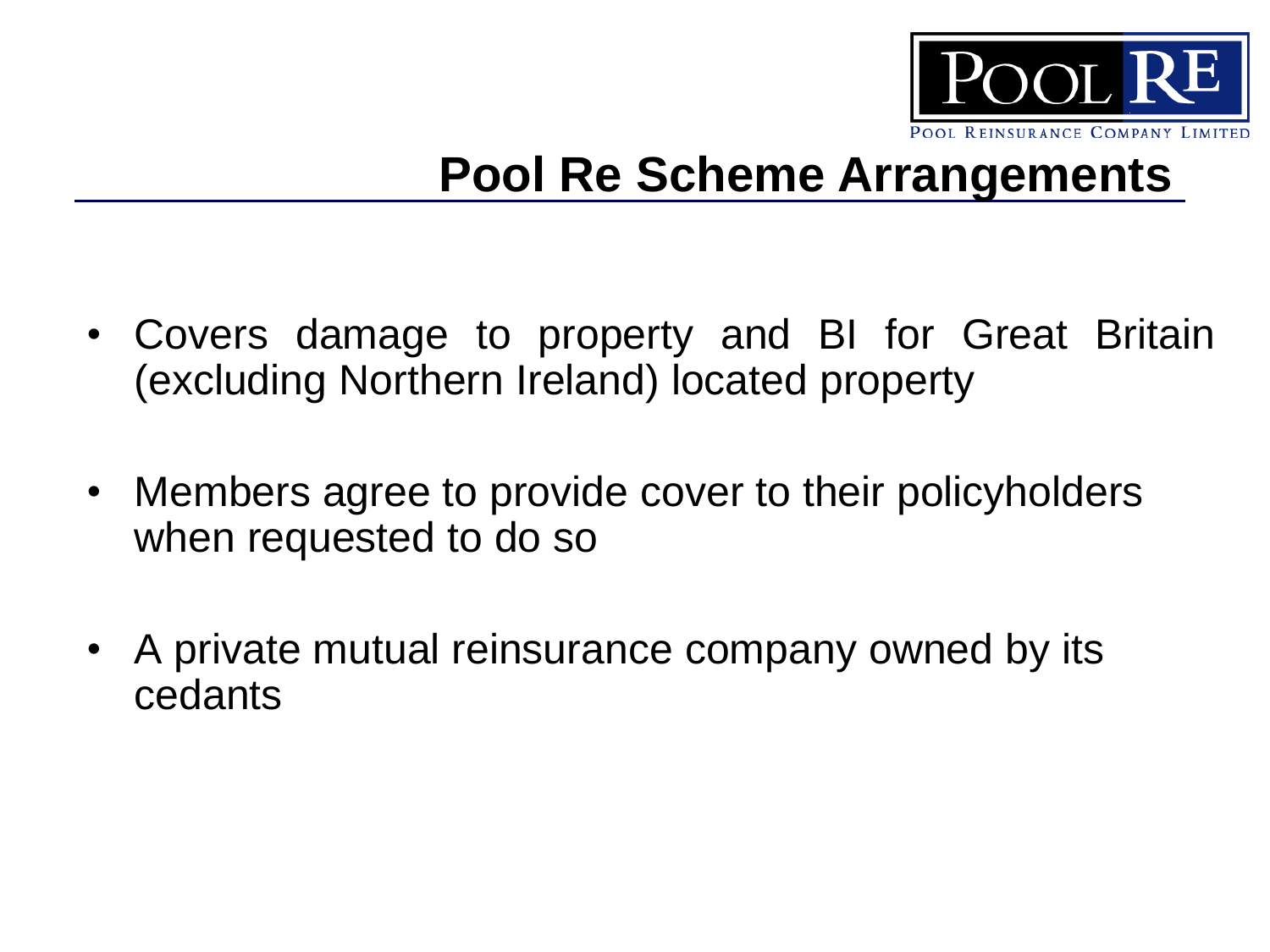# Pool Re Scheme Arrangements

- Covers damage to property and BI for Great Britain (excluding Northern Ireland) located property
- Members agree to provide cover to their policyholders when requested to do so
- A private mutual reinsurance company owned by its cedants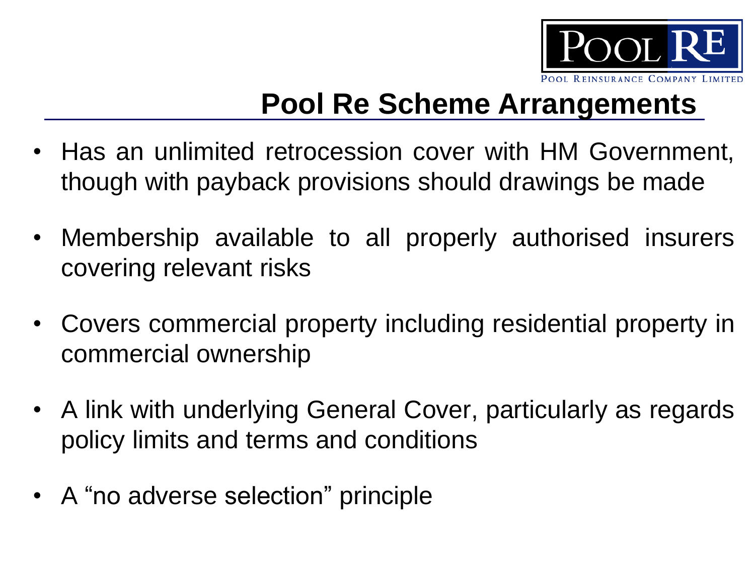# Pool Re Scheme Arrangements

- Has an unlimited retrocession cover with HM Government, though with payback provisions should drawings be made
- Membership available to all properly authorised insurers covering relevant risks
- Covers commercial property including residential property in commercial ownership
- A link with underlying General Cover, particularly as regards policy limits and terms and conditions
- A “no adverse selection” principle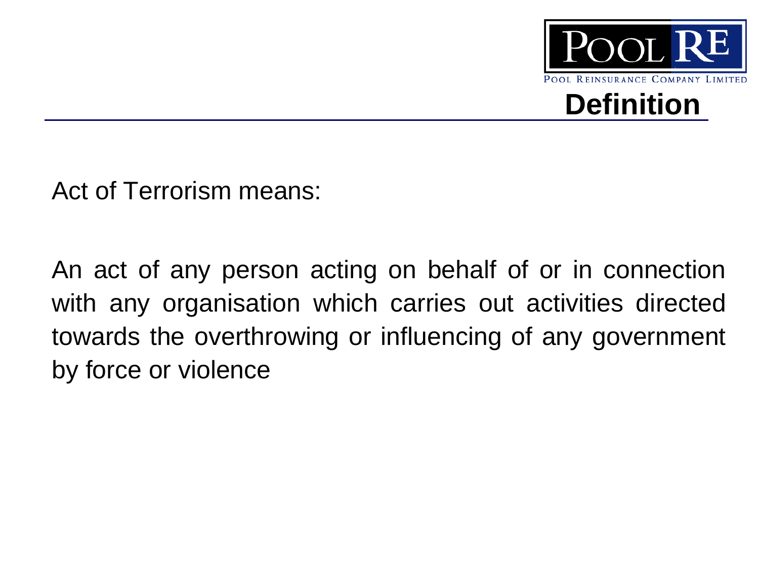## Definition

Act of Terrorism means:

An act of any person acting on behalf of or in connection with any organisation which carries out activities directed towards the overthrowing or influencing of any government by force or violence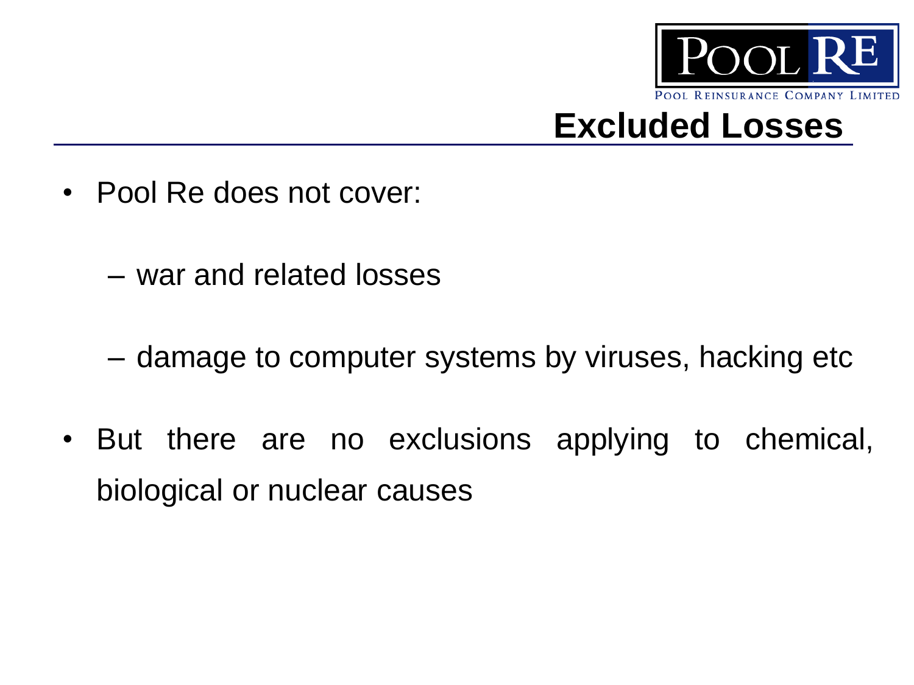# Excluded Losses

- Pool Re does not cover:
  - war and related losses
  - damage to computer systems by viruses, hacking etc
- But there are no exclusions applying to chemical, biological or nuclear causes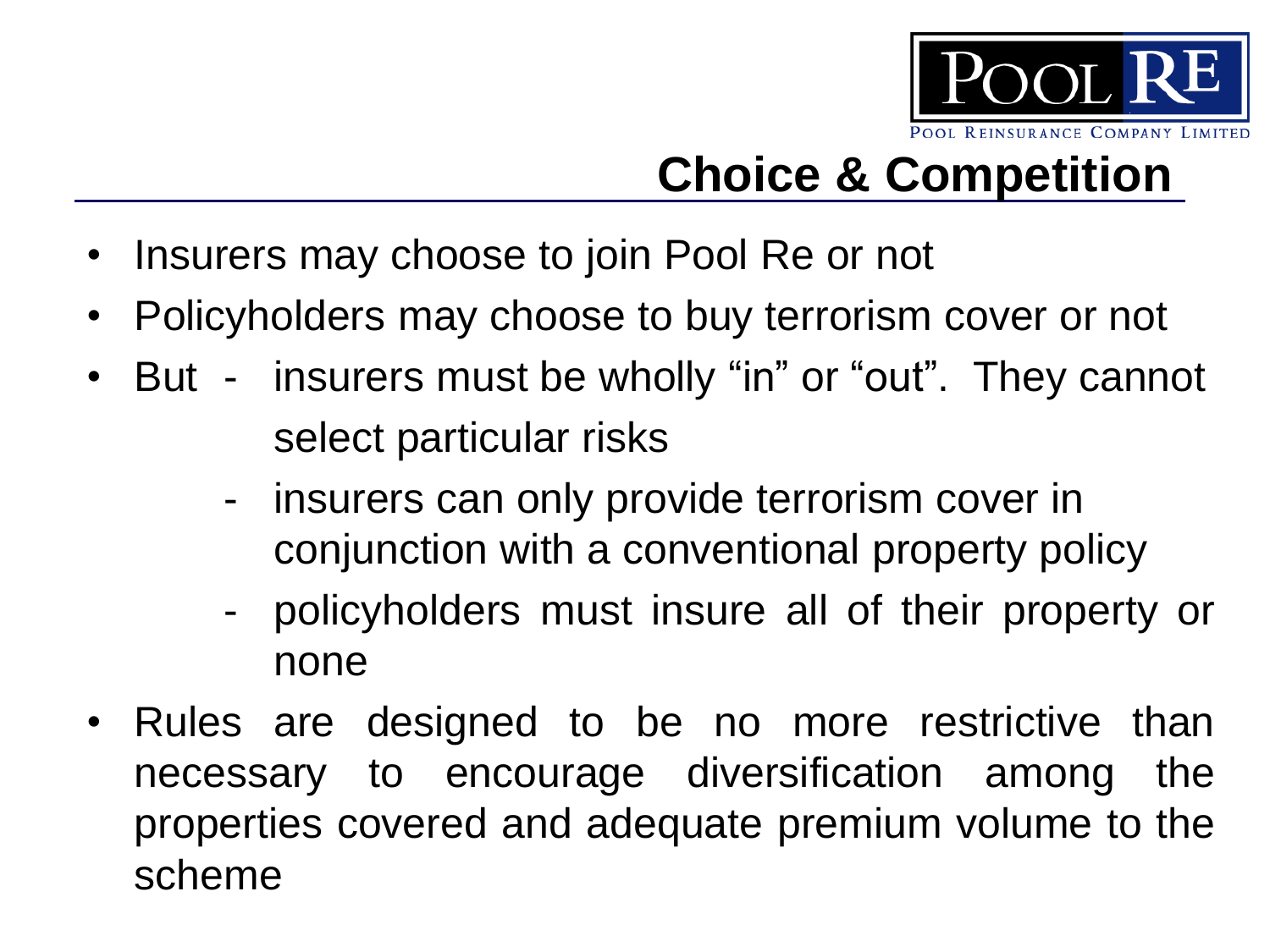# Choice & Competition

- Insurers may choose to join Pool Re or not
- Policyholders may choose to buy terrorism cover or not
- But
  - insurers must be wholly "in" or "out". They cannot select particular risks
  - insurers can only provide terrorism cover in conjunction with a conventional property policy
  - policyholders must insure all of their property or none
- Rules are designed to be no more restrictive than necessary to encourage diversification among the properties covered and adequate premium volume to the scheme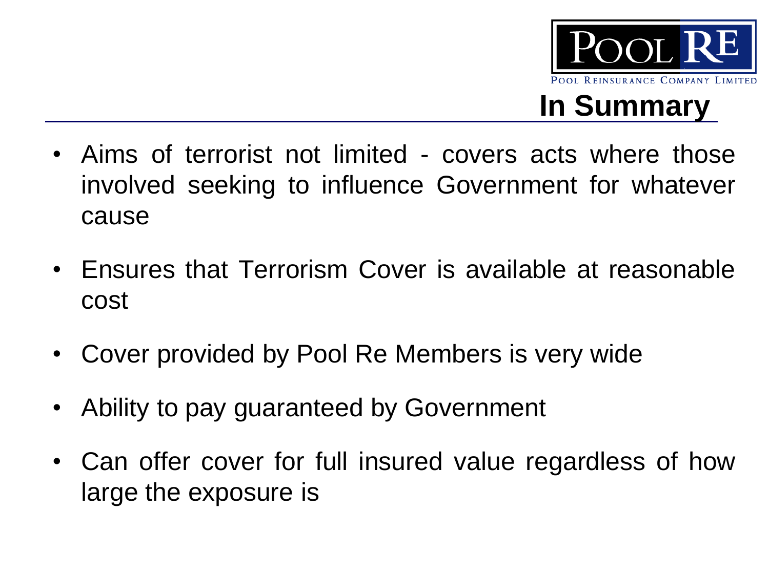POOL RE

POOL REINSURANCE COMPANY LIMITED

# In Summary

- Aims of terrorist not limited - covers acts where those involved seeking to influence Government for whatever cause
- Ensures that Terrorism Cover is available at reasonable cost
- Cover provided by Pool Re Members is very wide
- Ability to pay guaranteed by Government
- Can offer cover for full insured value regardless of how large the exposure is